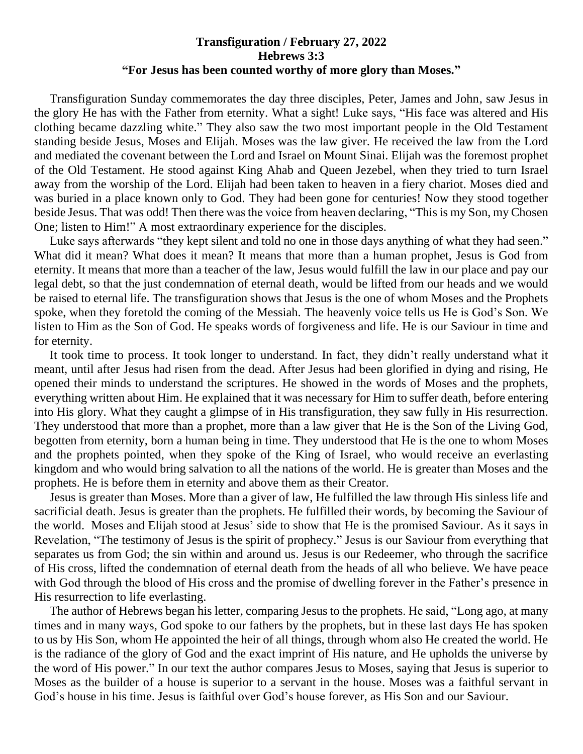**Transfiguration / February 27, 2022**
**Hebrews 3:3**
**"For Jesus has been counted worthy of more glory than Moses."**

Transfiguration Sunday commemorates the day three disciples, Peter, James and John, saw Jesus in the glory He has with the Father from eternity. What a sight! Luke says, "His face was altered and His clothing became dazzling white." They also saw the two most important people in the Old Testament standing beside Jesus, Moses and Elijah. Moses was the law giver. He received the law from the Lord and mediated the covenant between the Lord and Israel on Mount Sinai. Elijah was the foremost prophet of the Old Testament. He stood against King Ahab and Queen Jezebel, when they tried to turn Israel away from the worship of the Lord. Elijah had been taken to heaven in a fiery chariot. Moses died and was buried in a place known only to God. They had been gone for centuries! Now they stood together beside Jesus. That was odd! Then there was the voice from heaven declaring, "This is my Son, my Chosen One; listen to Him!" A most extraordinary experience for the disciples.

Luke says afterwards "they kept silent and told no one in those days anything of what they had seen." What did it mean? What does it mean? It means that more than a human prophet, Jesus is God from eternity. It means that more than a teacher of the law, Jesus would fulfill the law in our place and pay our legal debt, so that the just condemnation of eternal death, would be lifted from our heads and we would be raised to eternal life. The transfiguration shows that Jesus is the one of whom Moses and the Prophets spoke, when they foretold the coming of the Messiah. The heavenly voice tells us He is God's Son. We listen to Him as the Son of God. He speaks words of forgiveness and life. He is our Saviour in time and for eternity.

It took time to process. It took longer to understand. In fact, they didn't really understand what it meant, until after Jesus had risen from the dead. After Jesus had been glorified in dying and rising, He opened their minds to understand the scriptures. He showed in the words of Moses and the prophets, everything written about Him. He explained that it was necessary for Him to suffer death, before entering into His glory. What they caught a glimpse of in His transfiguration, they saw fully in His resurrection. They understood that more than a prophet, more than a law giver that He is the Son of the Living God, begotten from eternity, born a human being in time. They understood that He is the one to whom Moses and the prophets pointed, when they spoke of the King of Israel, who would receive an everlasting kingdom and who would bring salvation to all the nations of the world. He is greater than Moses and the prophets. He is before them in eternity and above them as their Creator.

Jesus is greater than Moses. More than a giver of law, He fulfilled the law through His sinless life and sacrificial death. Jesus is greater than the prophets. He fulfilled their words, by becoming the Saviour of the world. Moses and Elijah stood at Jesus' side to show that He is the promised Saviour. As it says in Revelation, "The testimony of Jesus is the spirit of prophecy." Jesus is our Saviour from everything that separates us from God; the sin within and around us. Jesus is our Redeemer, who through the sacrifice of His cross, lifted the condemnation of eternal death from the heads of all who believe. We have peace with God through the blood of His cross and the promise of dwelling forever in the Father's presence in His resurrection to life everlasting.

The author of Hebrews began his letter, comparing Jesus to the prophets. He said, "Long ago, at many times and in many ways, God spoke to our fathers by the prophets, but in these last days He has spoken to us by His Son, whom He appointed the heir of all things, through whom also He created the world. He is the radiance of the glory of God and the exact imprint of His nature, and He upholds the universe by the word of His power." In our text the author compares Jesus to Moses, saying that Jesus is superior to Moses as the builder of a house is superior to a servant in the house. Moses was a faithful servant in God's house in his time. Jesus is faithful over God's house forever, as His Son and our Saviour.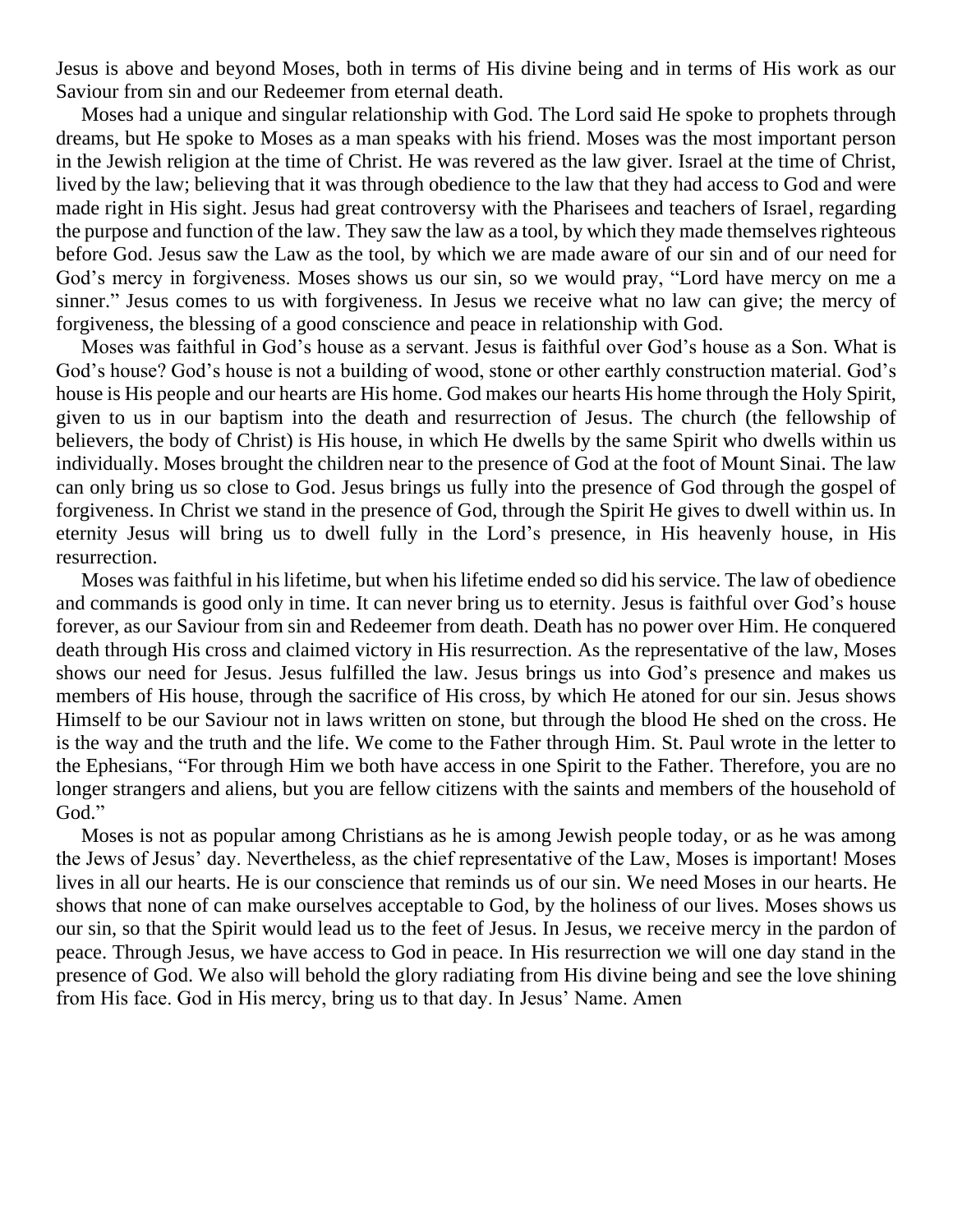Jesus is above and beyond Moses, both in terms of His divine being and in terms of His work as our Saviour from sin and our Redeemer from eternal death.

Moses had a unique and singular relationship with God. The Lord said He spoke to prophets through dreams, but He spoke to Moses as a man speaks with his friend. Moses was the most important person in the Jewish religion at the time of Christ. He was revered as the law giver. Israel at the time of Christ, lived by the law; believing that it was through obedience to the law that they had access to God and were made right in His sight. Jesus had great controversy with the Pharisees and teachers of Israel, regarding the purpose and function of the law. They saw the law as a tool, by which they made themselves righteous before God. Jesus saw the Law as the tool, by which we are made aware of our sin and of our need for God's mercy in forgiveness. Moses shows us our sin, so we would pray, "Lord have mercy on me a sinner." Jesus comes to us with forgiveness. In Jesus we receive what no law can give; the mercy of forgiveness, the blessing of a good conscience and peace in relationship with God.

Moses was faithful in God's house as a servant. Jesus is faithful over God's house as a Son. What is God's house? God's house is not a building of wood, stone or other earthly construction material. God's house is His people and our hearts are His home. God makes our hearts His home through the Holy Spirit, given to us in our baptism into the death and resurrection of Jesus. The church (the fellowship of believers, the body of Christ) is His house, in which He dwells by the same Spirit who dwells within us individually. Moses brought the children near to the presence of God at the foot of Mount Sinai. The law can only bring us so close to God. Jesus brings us fully into the presence of God through the gospel of forgiveness. In Christ we stand in the presence of God, through the Spirit He gives to dwell within us. In eternity Jesus will bring us to dwell fully in the Lord's presence, in His heavenly house, in His resurrection.

Moses was faithful in his lifetime, but when his lifetime ended so did his service. The law of obedience and commands is good only in time. It can never bring us to eternity. Jesus is faithful over God's house forever, as our Saviour from sin and Redeemer from death. Death has no power over Him. He conquered death through His cross and claimed victory in His resurrection. As the representative of the law, Moses shows our need for Jesus. Jesus fulfilled the law. Jesus brings us into God's presence and makes us members of His house, through the sacrifice of His cross, by which He atoned for our sin. Jesus shows Himself to be our Saviour not in laws written on stone, but through the blood He shed on the cross. He is the way and the truth and the life. We come to the Father through Him. St. Paul wrote in the letter to the Ephesians, "For through Him we both have access in one Spirit to the Father. Therefore, you are no longer strangers and aliens, but you are fellow citizens with the saints and members of the household of God."

Moses is not as popular among Christians as he is among Jewish people today, or as he was among the Jews of Jesus' day. Nevertheless, as the chief representative of the Law, Moses is important! Moses lives in all our hearts. He is our conscience that reminds us of our sin. We need Moses in our hearts. He shows that none of can make ourselves acceptable to God, by the holiness of our lives. Moses shows us our sin, so that the Spirit would lead us to the feet of Jesus. In Jesus, we receive mercy in the pardon of peace. Through Jesus, we have access to God in peace. In His resurrection we will one day stand in the presence of God. We also will behold the glory radiating from His divine being and see the love shining from His face. God in His mercy, bring us to that day. In Jesus' Name. Amen